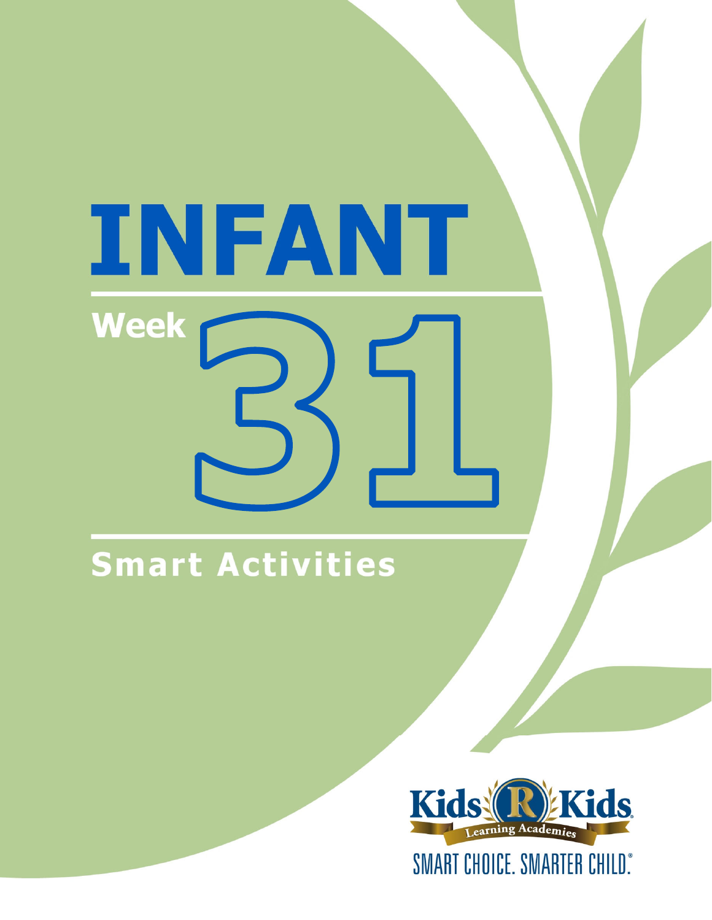# INFANT

## Week 31

## Smart Activities

Kids R Kids Learning Academies

SMART CHOICE. SMARTER CHILD.®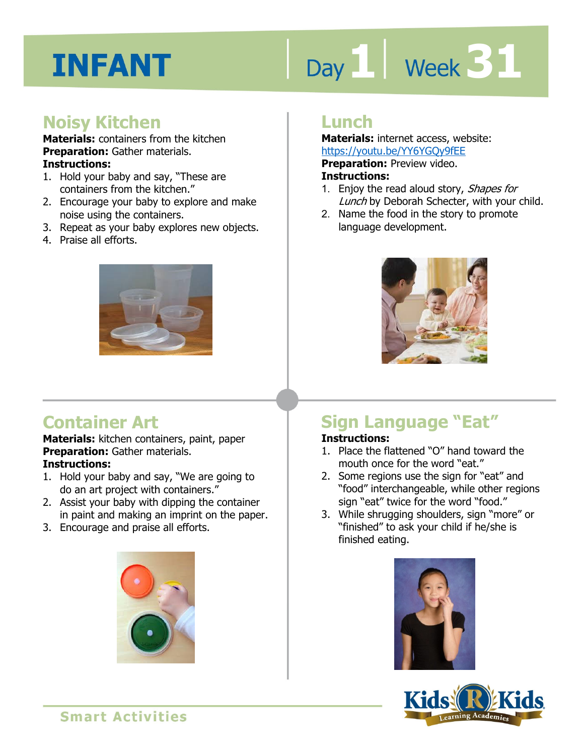# INFANT

Day 1 | Week 31

## Noisy Kitchen

**Materials:** containers from the kitchen
**Preparation:** Gather materials.
**Instructions:**

1. Hold your baby and say, "These are containers from the kitchen."
2. Encourage your baby to explore and make noise using the containers.
3. Repeat as your baby explores new objects.
4. Praise all efforts.

## Lunch

**Materials:** internet access, website: https://youtu.be/YY6YGQy9fEE
**Preparation:** Preview video.
**Instructions:**

1. Enjoy the read aloud story, *Shapes for Lunch* by Deborah Schecter, with your child.
2. Name the food in the story to promote language development.

## Container Art

**Materials:** kitchen containers, paint, paper
**Preparation:** Gather materials.
**Instructions:**

1. Hold your baby and say, "We are going to do an art project with containers."
2. Assist your baby with dipping the container in paint and making an imprint on the paper.
3. Encourage and praise all efforts.

## Sign Language "Eat"

**Instructions:**

1. Place the flattened "O" hand toward the mouth once for the word "eat."
2. Some regions use the sign for "eat" and "food" interchangeable, while other regions sign "eat" twice for the word "food."
3. While shrugging shoulders, sign "more" or "finished" to ask your child if he/she is finished eating.

Smart Activities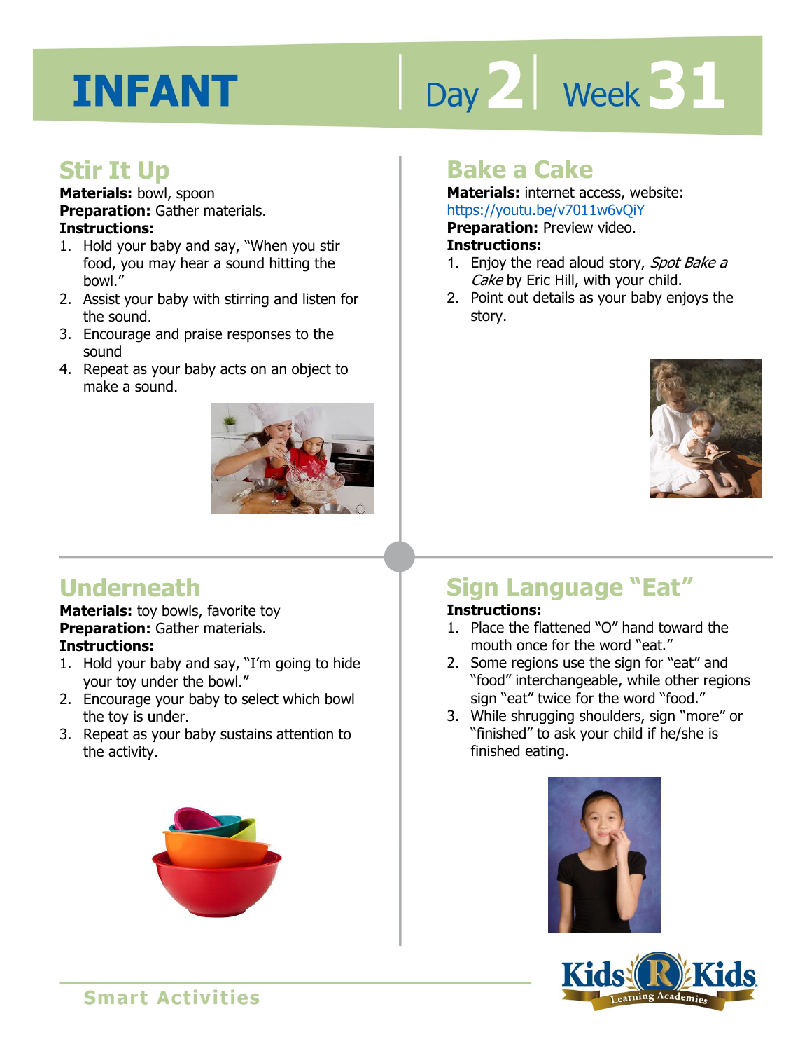# INFANT

Day 2 | Week 31

## Stir It Up

**Materials:** bowl, spoon
**Preparation:** Gather materials.
**Instructions:**

1. Hold your baby and say, "When you stir food, you may hear a sound hitting the bowl."
2. Assist your baby with stirring and listen for the sound.
3. Encourage and praise responses to the sound
4. Repeat as your baby acts on an object to make a sound.

## Bake a Cake

**Materials:** internet access, website: https://youtu.be/v7011w6vQiY
**Preparation:** Preview video.
**Instructions:**

1. Enjoy the read aloud story, *Spot Bake a Cake* by Eric Hill, with your child.
2. Point out details as your baby enjoys the story.

## Underneath

**Materials:** toy bowls, favorite toy
**Preparation:** Gather materials.
**Instructions:**

1. Hold your baby and say, "I'm going to hide your toy under the bowl."
2. Encourage your baby to select which bowl the toy is under.
3. Repeat as your baby sustains attention to the activity.

## Sign Language "Eat"

**Instructions:**

1. Place the flattened "O" hand toward the mouth once for the word "eat."
2. Some regions use the sign for "eat" and "food" interchangeable, while other regions sign "eat" twice for the word "food."
3. While shrugging shoulders, sign "more" or "finished" to ask your child if he/she is finished eating.

Smart Activities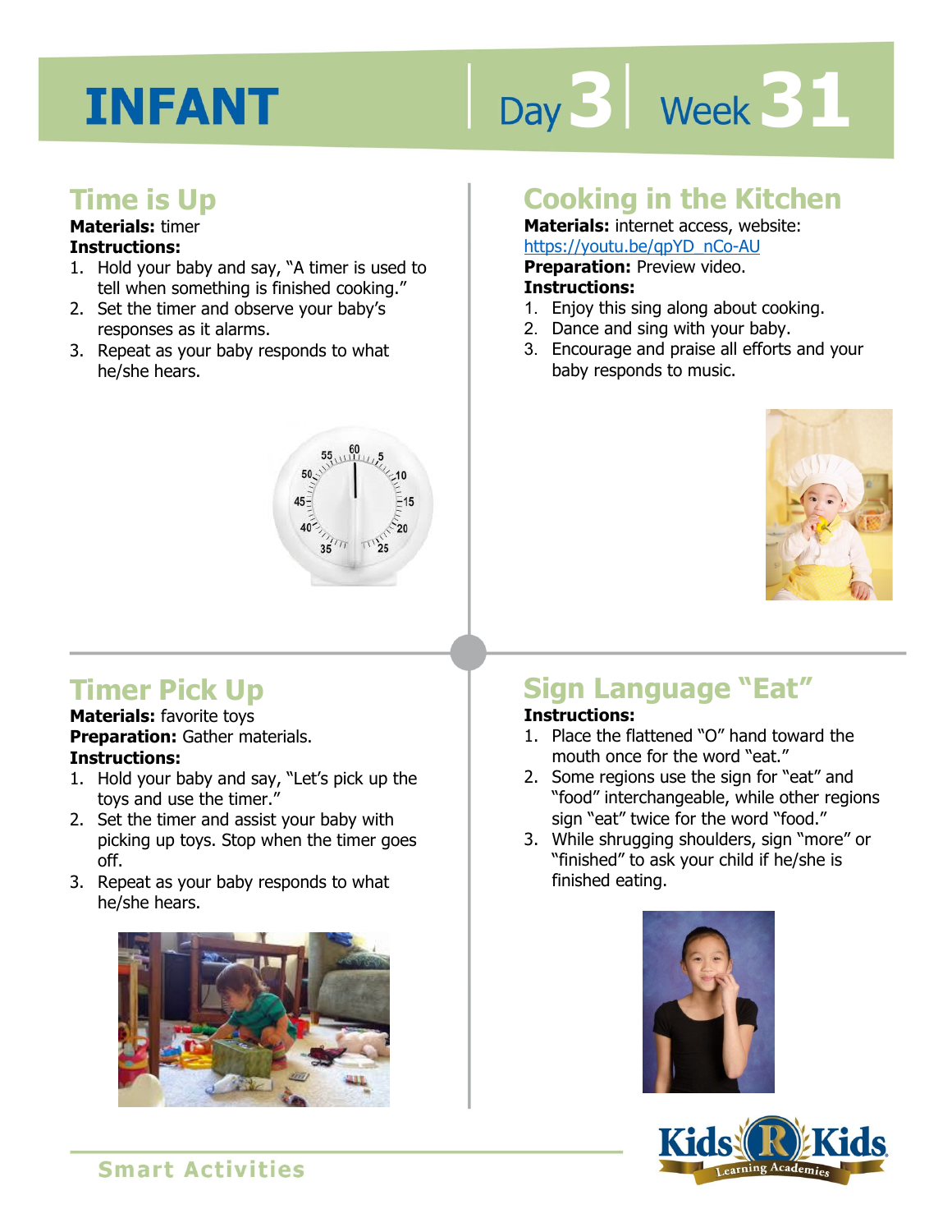# INFANT

Day 3 | Week 31

## Time is Up

**Materials:** timer

**Instructions:**

1. Hold your baby and say, "A timer is used to tell when something is finished cooking."
2. Set the timer and observe your baby's responses as it alarms.
3. Repeat as your baby responds to what he/she hears.

## Cooking in the Kitchen

**Materials:** internet access, website: https://youtu.be/qpYD_nCo-AU

**Preparation:** Preview video.

**Instructions:**

1. Enjoy this sing along about cooking.
2. Dance and sing with your baby.
3. Encourage and praise all efforts and your baby responds to music.

## Timer Pick Up

**Materials:** favorite toys

**Preparation:** Gather materials.

**Instructions:**

1. Hold your baby and say, "Let's pick up the toys and use the timer."
2. Set the timer and assist your baby with picking up toys. Stop when the timer goes off.
3. Repeat as your baby responds to what he/she hears.

## Sign Language "Eat"

**Instructions:**

1. Place the flattened "O" hand toward the mouth once for the word "eat."
2. Some regions use the sign for "eat" and "food" interchangeable, while other regions sign "eat" twice for the word "food."
3. While shrugging shoulders, sign "more" or "finished" to ask your child if he/she is finished eating.

Smart Activities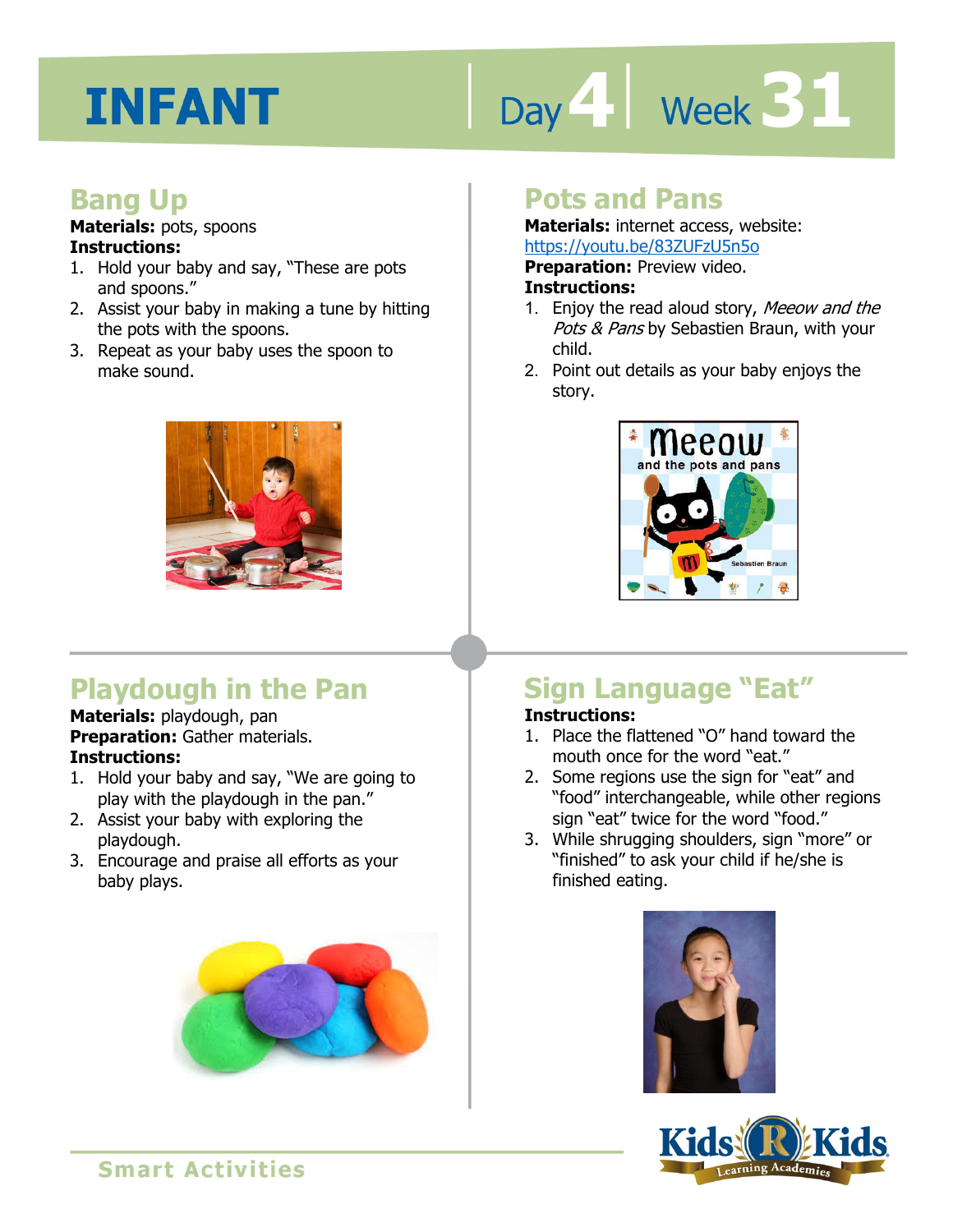# INFANT

Day 4 | Week 31

## Bang Up

**Materials:** pots, spoons

**Instructions:**

1. Hold your baby and say, "These are pots and spoons."
2. Assist your baby in making a tune by hitting the pots with the spoons.
3. Repeat as your baby uses the spoon to make sound.

## Pots and Pans

**Materials:** internet access, website: https://youtu.be/83ZUFzU5n5o

**Preparation:** Preview video.

**Instructions:**

1. Enjoy the read aloud story, *Meeow and the Pots & Pans* by Sebastien Braun, with your child.
2. Point out details as your baby enjoys the story.

## Playdough in the Pan

**Materials:** playdough, pan

**Preparation:** Gather materials.

**Instructions:**

1. Hold your baby and say, "We are going to play with the playdough in the pan."
2. Assist your baby with exploring the playdough.
3. Encourage and praise all efforts as your baby plays.

## Sign Language "Eat"

**Instructions:**

1. Place the flattened "O" hand toward the mouth once for the word "eat."
2. Some regions use the sign for "eat" and "food" interchangeable, while other regions sign "eat" twice for the word "food."
3. While shrugging shoulders, sign "more" or "finished" to ask your child if he/she is finished eating.

Smart Activities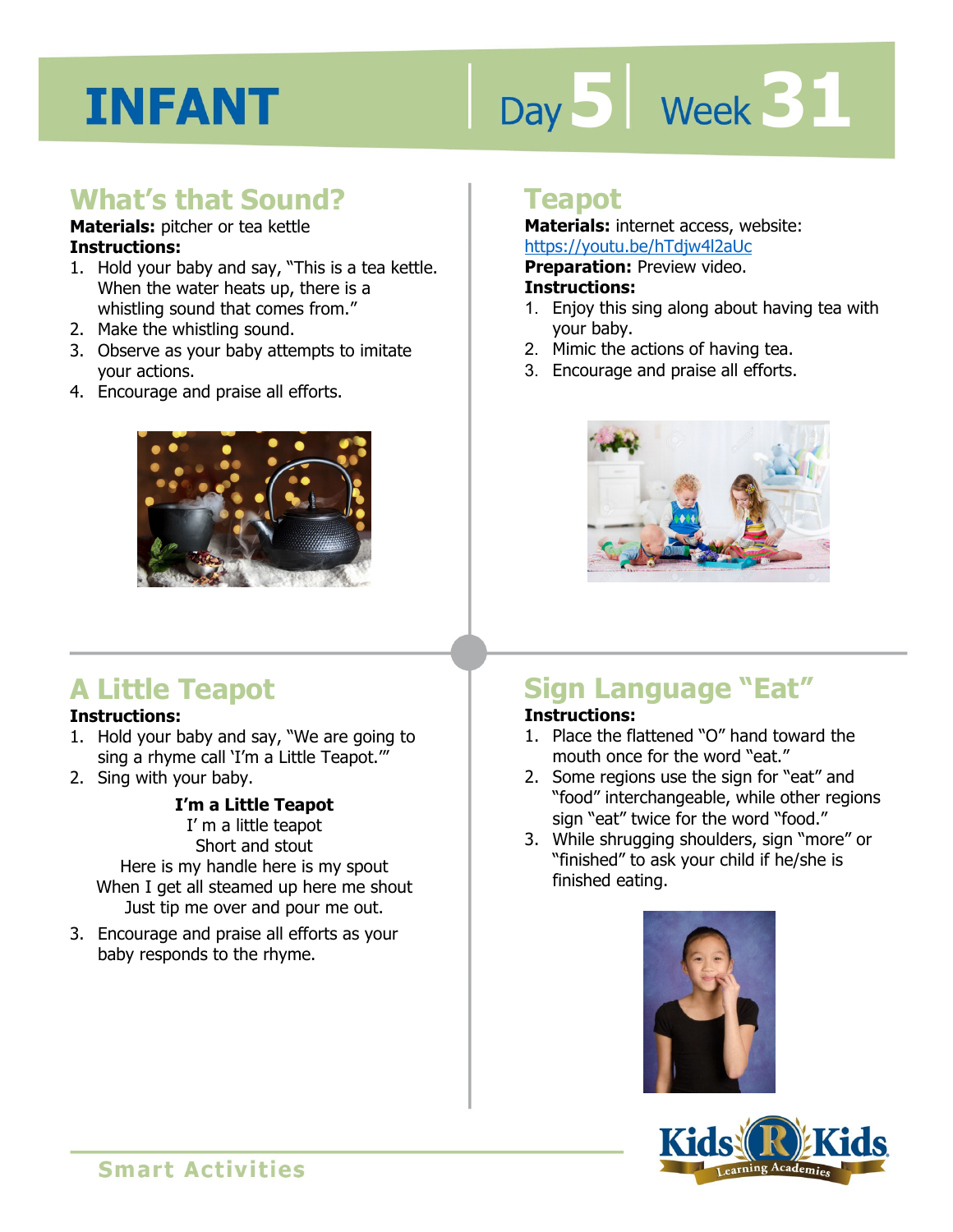# INFANT

Day 5 | Week 31

## What's that Sound?

**Materials:** pitcher or tea kettle

**Instructions:**

1. Hold your baby and say, "This is a tea kettle. When the water heats up, there is a whistling sound that comes from."
2. Make the whistling sound.
3. Observe as your baby attempts to imitate your actions.
4. Encourage and praise all efforts.

## Teapot

**Materials:** internet access, website: https://youtu.be/hTdjw4l2aUc

**Preparation:** Preview video.

**Instructions:**

1. Enjoy this sing along about having tea with your baby.
2. Mimic the actions of having tea.
3. Encourage and praise all efforts.

## A Little Teapot

**Instructions:**

1. Hold your baby and say, "We are going to sing a rhyme call 'I'm a Little Teapot.'"
2. Sing with your baby.

**I'm a Little Teapot**

I' m a little teapot
Short and stout
Here is my handle here is my spout
When I get all steamed up here me shout
Just tip me over and pour me out.

3. Encourage and praise all efforts as your baby responds to the rhyme.

## Sign Language "Eat"

**Instructions:**

1. Place the flattened "O" hand toward the mouth once for the word "eat."
2. Some regions use the sign for "eat" and "food" interchangeable, while other regions sign "eat" twice for the word "food."
3. While shrugging shoulders, sign "more" or "finished" to ask your child if he/she is finished eating.

Smart Activities